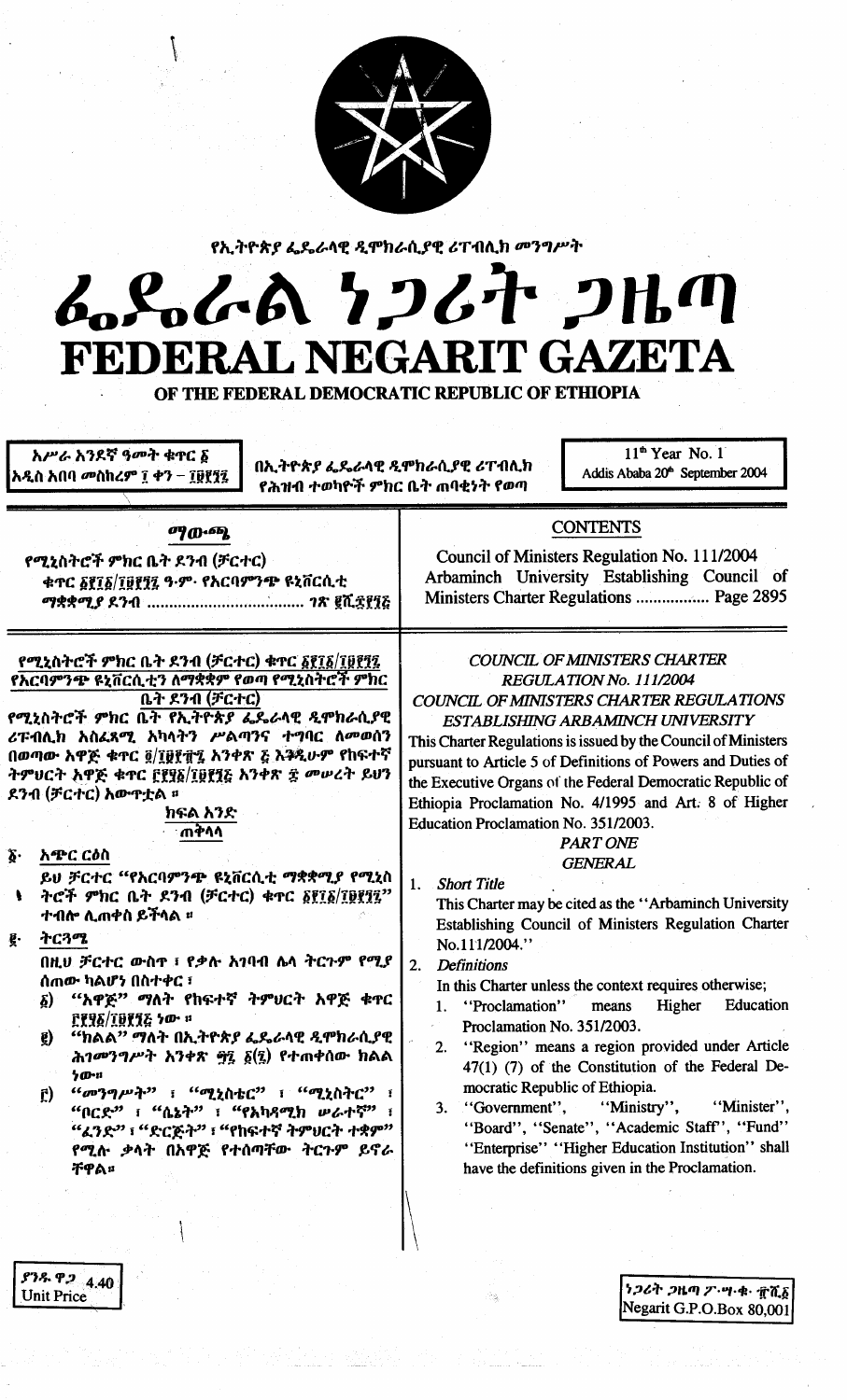የኢትዮጵያ ፌዴራላዊ ዲሞክራሲያዊ ሪፐብሊክ መንግሥት

# ፌዴራል ነጋሪት ጋዜጣ
# FEDERAL NEGARIT GAZETA
## OF THE FEDERAL DEMOCRATIC REPUBLIC OF ETHIOPIA

አሥራ አንደኛ ዓመት ቁጥር ፩
አዲስ አበባ መስከረም ፲ ቀን – ፲፱፻፺፯

በኢትዮጵያ ፌዴራላዊ ዲሞክራሲያዊ ሪፐብሊክ
የሕዝብ ተወካዮች ምክር ቤት ጠባቂነት የወጣ

11th Year No. 1
Addis Ababa 20th September 2004

**ማውጫ**

የሚኒስትሮች ምክር ቤት ደንብ (ቻርተር)
ቁጥር ፩፻፲፩/፲፱፻፺፯ ዓ.ም. የአርባምንጭ ዩኒቨርሲቲ ማቋቋሚያ ደንብ ........................ ገጽ ፪ሺ፰፻፺፭

**CONTENTS**

Council of Ministers Regulation No. 111/2004
Arbaminch University Establishing Council of Ministers Charter Regulations ................ Page 2895

**የሚኒስትሮች ምክር ቤት ደንብ (ቻርተር) ቁጥር ፩፻፲፩/፲፱፻፺፯**
**የአርባምንጭ ዩኒቨርሲቲን ለማቋቋም የወጣ የሚኒስትሮች ምክር ቤት ደንብ (ቻርተር)**

የሚኒስትሮች ምክር ቤት የኢትዮጵያ ፌዴራላዊ ዲሞክራሲያዊ ሪፐብሊክ አስፈጻሚ አካላትን ሥልጣንና ተግባር ለመወሰን በወጣው አዋጅ ቁጥር ፬/፲፱፻፹፯ አንቀጽ ፭ እንዲሁም የከፍተኛ ትምህርት አዋጅ ቁጥር ፫፻፶፩/፲፱፻፺፭ አንቀጽ ፰ መሠረት ይህን ደንብ (ቻርተር) አውጥቷል ።

**ክፍል አንድ**
**ጠቅላላ**

፩· **አጭር ርዕስ**

ይህ ቻርተር "የአርባምንጭ ዩኒቨርሲቲ ማቋቋሚያ የሚኒስትሮች ምክር ቤት ደንብ (ቻርተር) ቁጥር ፩፻፲፩/፲፱፻፺፯" ተብሎ ሊጠቀስ ይችላል ።

፪· **ትርጓሜ**

በዚህ ቻርተር ውስጥ ፣ የቃሉ አገባብ ሌላ ትርጉም የሚያሰጠው ካልሆነ በስተቀር ፣

፩) "አዋጅ" ማለት የከፍተኛ ትምህርት አዋጅ ቁጥር ፫፻፶፩/፲፱፻፺፭ ነው ።

፪) "ክልል" ማለት በኢትዮጵያ ፌዴራላዊ ዲሞክራሲያዊ ሕገመንግሥት አንቀጽ ፵፯ ፩(፯) የተጠቀሰው ክልል ነው።

፫) "መንግሥት" ፣ "ሚኒስቴር" ፣ "ሚኒስትር" ፣ "ቦርድ" ፣ "ሴኔት" ፣ "የአካዳሚክ ሠራተኛ" ፣ "ፈንድ" ፣ "ድርጅት" ፣ "የከፍተኛ ትምህርት ተቋም" የሚሉ ቃላት በአዋጅ የተሰጣቸው ትርጉም ይኖራቸዋል።

***COUNCIL OF MINISTERS CHARTER REGULATION No. 111/2004***
***COUNCIL OF MINISTERS CHARTER REGULATIONS ESTABLISHING ARBAMINCH UNIVERSITY***

This Charter Regulations is issued by the Council of Ministers pursuant to Article 5 of Definitions of Powers and Duties of the Executive Organs of the Federal Democratic Republic of Ethiopia Proclamation No. 4/1995 and Art. 8 of Higher Education Proclamation No. 351/2003.

**PART ONE**
**GENERAL**

1. *Short Title*

   This Charter may be cited as the "Arbaminch University Establishing Council of Ministers Regulation Charter No.111/2004."

2. *Definitions*

   In this Charter unless the context requires otherwise;

   1. "Proclamation" means Higher Education Proclamation No. 351/2003.
   2. "Region" means a region provided under Article 47(1) (7) of the Constitution of the Federal Democratic Republic of Ethiopia.
   3. "Government", "Ministry", "Minister", "Board", "Senate", "Academic Staff", "Fund" "Enterprise" "Higher Education Institution" shall have the definitions given in the Proclamation.

ያንዱ ዋጋ 4.40
Unit Price

ነጋሪት ጋዜጣ ፖ·ሣ·ቁ· ፹ሺ፩
Negarit G.P.O.Box 80,001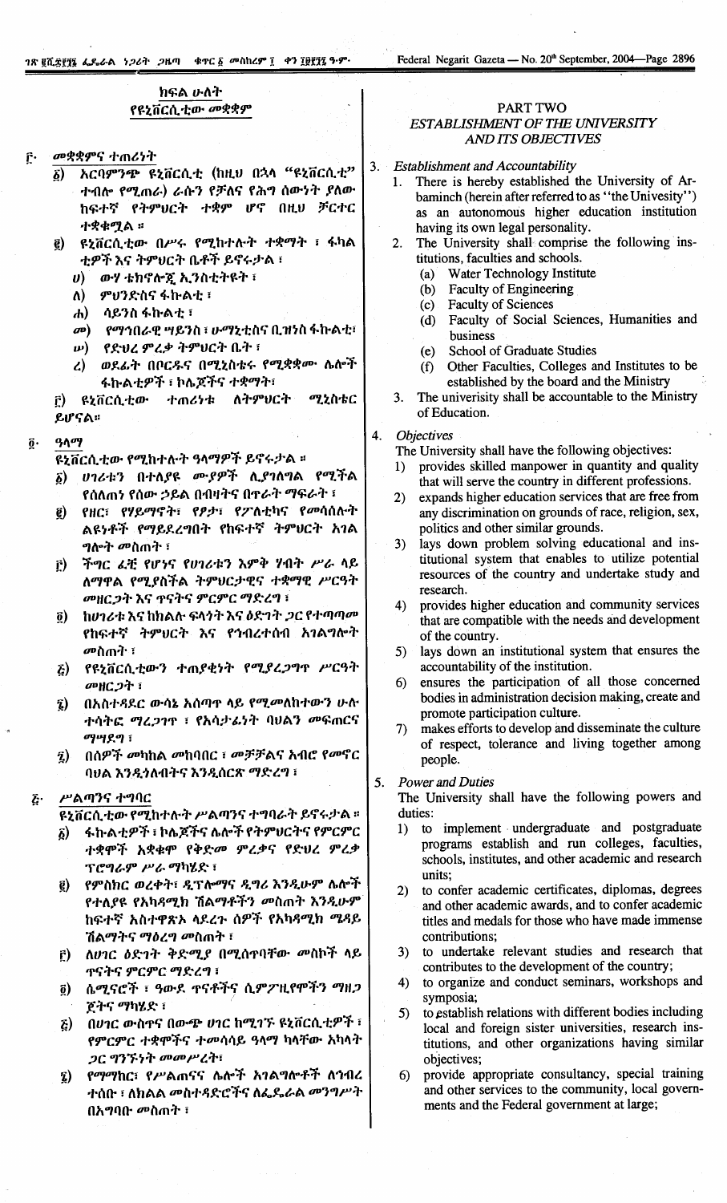## ክፍል ሁለት
## የዩኒቨርሲቲው መቋቋም

፫· **መቋቋምና ተጠሪነት**

፩) አርባምንጭ ዩኒቨርሲቲ (ከዚህ በኋላ "ዩኒቨርሲቲ" ተብሎ የሚጠራ) ራሱን የቻለና የሕግ ሰውነት ያለው ከፍተኛ የትምህርት ተቋም ሆኖ በዚህ ቻርተር ተቋቁሟል ።

፪) ዩኒቨርሲቲው በሥሩ የሚከተሉት ተቋማት ፣ ፋካል ቲዎች እና ትምህርት ቤቶች ይኖሩታል ፤

ሀ) ውሃ ቴክኖሎጂ ኢንስቲትዩት ፤

ለ) ምህንድስና ፋኩልቲ ፤

ሐ) ሳይንስ ፋኩልቲ ፤

መ) የማኅበራዊ ሳይንስ ፣ ሁማኒቲስና ቢዝነስ ፋኩልቲ፤

ሠ) የድህረ ምረቃ ትምህርት ቤት ፤

ረ) ወደፊት በቦርዱና በሚኒስቴሩ የሚቋቋሙ ሌሎች ፋኩልቲዎች ፣ ኮሌጆችና ተቋማት፤

፫) ዩኒቨርሲቲው ተጠሪነቱ ለትምህርት ሚኒስቴር ይሆናል።

፬· **ዓላማ**

ዩኒቨርሲቲው የሚከተሉት ዓላማዎች ይኖሩታል ።

፩) ሀገሪቱን በተለያዩ ሙያዎች ሊያገለግል የሚችል የሰለጠነ የሰው ኃይል በብዛትና በጥራት ማፍራት ፤

፪) የዘር፣ የሃይማኖት፣ የፆታ፣ የፖለቲካና የመሳሰሉት ልዩነቶች የማይደረግበት የከፍተኛ ትምህርት አገል ግሎት መስጠት ፤

፫) ችግር ፈቺ የሆነና የሀገሪቱን እምቅ ሃብት ሥራ ላይ ለማዋል የሚያስችል ትምህርታዊና ተቋማዊ ሥርዓት መዘርጋት እና ጥናትና ምርምር ማድረግ ፤

፬) ከሀገሪቱ እና ከክልሉ ፍላጎት እና ዕድገት ጋር የተጣጣመ የከፍተኛ ትምህርት እና የኅብረተሰብ አገልግሎት መስጠት ፤

፭) የዩኒቨርሲቲውን ተጠያቂነት የሚያረጋግጥ ሥርዓት መዘርጋት ፤

፮) በአስተዳደር ውሳኔ አሰጣጥ ላይ የሚመለከተውን ሁሉ ተሳትፎ ማረጋገጥ ፣ የአሳታፊነት ባህልን መፍጠርና ማጎልበት ፤

፯) በሰዎች መካከል መከባበር ፣ መቻቻልና አብሮ የመኖር ባህል እንዲጎለብትና እንዲሰርጽ ማድረግ ፤

፭· **ሥልጣንና ተግባር**

ዩኒቨርሲቲው የሚከተሉት ሥልጣንና ተግባራት ይኖሩታል ።

፩) ፋኩልቲዎች ፣ ኮሌጆችና ሌሎች የትምህርትና የምርምር ተቋሞች አቋቁሞ የቅድመ ምረቃና የድህረ ምረቃ ፕሮግራም ሥራ ማካሄድ ፤

፪) የምስክር ወረቀት፣ ዲፕሎማና ዲግሪ እንዲሁም ሌሎች የተለያዩ የአካዳሚክ ሽልማቶችን መስጠት እንዲሁም ከፍተኛ አስተዋጽኦ ላደረጉ ሰዎች የአካዳሚክ ሜዳይ ሽልማትና ማዕረግ መስጠት ፤

፫) ለሀገር ዕድገት ቅድሚያ በሚሰጥባቸው መስኮች ላይ ጥናትና ምርምር ማድረግ ፤

፬) ሴሚናሮች ፣ ዓውደ ጥናቶችና ሲምፖዚየሞችን ማዘጋጀትና ማካሄድ ፤

፭) በሀገር ውስጥና በውጭ ሀገር ከሚገኙ ዩኒቨርሲቲዎች ፣ የምርምር ተቋሞችና ተመሳሳይ ዓላማ ካላቸው አካላት ጋር ግንኙነት መመሥረት፤

፮) የማማከር፣ የሥልጠናና ሌሎች አገልግሎቶች ለኅብረ ተሰብ ፣ ለክልል መስተዳድሮችና ለፌዴራል መንግሥት በአግባቡ መስጠት ፤

## PART TWO
## *ESTABLISHMENT OF THE UNIVERSITY AND ITS OBJECTIVES*

3. *Establishment and Accountability*
   1. There is hereby established the University of Arbaminch (herein after referred to as "the Univesity") as an autonomous higher education institution having its own legal personality.
   2. The University shall comprise the following institutions, faculties and schools.
      (a) Water Technology Institute
      (b) Faculty of Engineering
      (c) Faculty of Sciences
      (d) Faculty of Social Sciences, Humanities and business
      (e) School of Graduate Studies
      (f) Other Faculties, Colleges and Institutes to be established by the board and the Ministry
   3. The univerisity shall be accountable to the Ministry of Education.

4. *Objectives*

   The University shall have the following objectives:
   1) provides skilled manpower in quantity and quality that will serve the country in different professions.
   2) expands higher education services that are free from any discrimination on grounds of race, religion, sex, politics and other similar grounds.
   3) lays down problem solving educational and institutional system that enables to utilize potential resources of the country and undertake study and research.
   4) provides higher education and community services that are compatible with the needs and development of the country.
   5) lays down an institutional system that ensures the accountability of the institution.
   6) ensures the participation of all those concerned bodies in administration decision making, create and promote participation culture.
   7) makes efforts to develop and disseminate the culture of respect, tolerance and living together among people.

5. *Power and Duties*

   The University shall have the following powers and duties:
   1) to implement undergraduate and postgraduate programs establish and run colleges, faculties, schools, institutes, and other academic and research units;
   2) to confer academic certificates, diplomas, degrees and other academic awards, and to confer academic titles and medals for those who have made immense contributions;
   3) to undertake relevant studies and research that contributes to the development of the country;
   4) to organize and conduct seminars, workshops and symposia;
   5) to establish relations with different bodies including local and foreign sister universities, research institutions, and other organizations having similar objectives;
   6) provide appropriate consultancy, special training and other services to the community, local governments and the Federal government at large;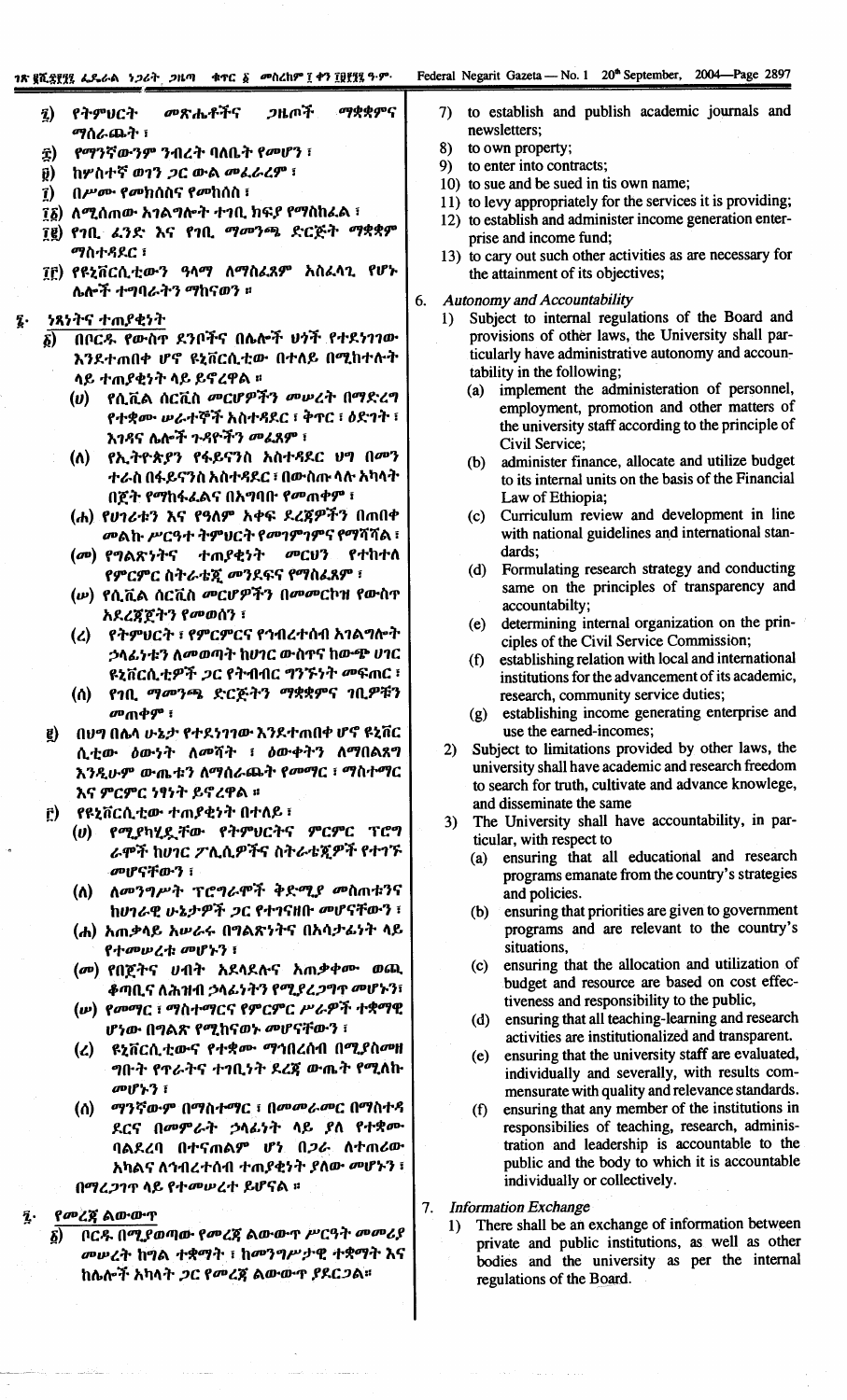፯) የትምህርት መጽሔቶችና ጋዜጦች ማቋቋምና ማሰራጨት ፣

፰) የማንኛውንም ንብረት ባለቤት የመሆን ፣

፱) ከሦስተኛ ወገን ጋር ውል መፈራረም ፣

፲) በሥሙ የመክሰስና የመከሰስ ፣

፲፩) ለሚሰጠው አገልግሎት ተገቢ ክፍያ የማስከፈል ፣

፲፪) የገቢ ፈንድ እና የገቢ ማመንጫ ድርጅት ማቋቋም ማስተዳደር ፣

፲፫) የዩኒቨርሲቲውን ዓላማ ለማስፈጸም አስፈላጊ የሆኑ ሌሎች ተግባራትን ማከናወን ።

፮. ነጻነትና ተጠያቂነት

፩) በቦርዱ የውስጥ ደንቦችና በሌሎች ሀጎች የተደነገገው እንደተጠበቀ ሆኖ ዩኒቨርሲቲው በተለይ በሚከተሉት ላይ ይኖረዋል ።

(ሀ) የሲቪል ሰርቪስ መርሆዎችን መሠረት በማድረግ የተቋሙ ሠራተኞች አስተዳደር ፣ ቅጥር ፣ ዕድገት ፣ እንደና ሌሎች ጉዳዮችን መፈጸም ፣

(ለ) የኢትዮጵያን የፋይናንስ አስተዳደር ህግ በመን ተራስ በፋይናንስ አስተዳደር ፣ በውስጥ ላሉ አካላት በጀት የማከፋፈልና በአግባቡ የመጠቀም ፣

(ሐ) የሀገሪቱን እና የዓለም አቀፍ ደረጃዎችን በጠበቀ መልኩ ሥርዓተ ትምህርት የመገምገምና የማሻሻል ፣

(መ) የግልጽነትና ተጠያቂነት መርህን የተከተለ የምርምር ስትራቴጂ መንደፍና የማስፈጸም ፣

(ሠ) የሲቪል ሰርቪስ መርሆዎችን በመመርኮዝ የውስጥ አደረጃጀትን የመወሰን ፣

(ረ) የትምህርት ፣ የምርምርና የኅብረተሰብ አገልግሎት ኃላፊነቱን ለመወጣት ከሀገር ውስጥና ከውጭ ሀገር ዩኒቨርሲቲዎች ጋር የትብብር ግንኙነት መፍጠር ፣

(ሰ) የገቢ ማመንጫ ድርጅትን ማቋቋምና ገቢዎቹን መጠቀም ፣

፪) በህግ በሌላ ሁኔታ የተደነገገው እንደተጠበቀ ሆኖ ዩኒቨርሲቲው ዕውነት ለመሻት ፣ ዕውቀትን ለማበልጸግ እንዲሁም ውጤቱን ለማሰራጨት የመማር ፣ ማስተማር እና ምርምር ነፃነት ይኖረዋል ።

፫) የዩኒቨርሲቲው ተጠያቂነት በተለይ ፣

(ሀ) የሚያካሂዱቸው የትምህርትና ምርምር ፕሮግራሞች ከሀገር ፖሊሲዎችና ስትራቴጂዎች የተገኙ መሆናቸውን ፣

(ለ) ለመንግሥት ፕሮግራሞች ቅድሚያ መስጠቱንና ከሀገራዊ ሁኔታዎች ጋር የተገናዘቡ መሆናቸውን ፣

(ሐ) አጠቃላይ አሠራሩ በግልጽነትና በአሳታፊነት ላይ የተመሠረቱ መሆኑን ፣

(መ) የበጀትና ሀብት አደላደልና አጠቃቀም ወጪ ቆጣቢና ለሕዝብ ኃላፊነትን የሚያረጋግጥ መሆኑን፣

(ሠ) የመማር ፣ ማስተማርና የምርምር ሥራዎች ተቋማዊ ሆነው በግልጽ የሚከናወኑ መሆናቸውን ፣

(ረ) ዩኒቨርሲቲውና የተቋሙ ማኅበረሰብ በሚያስመዘግቡት የጥራትና ተገቢነት ደረጃ ውጤት የሚለኩ መሆኑን ፣

(ሰ) ማንኛውም በማስተማር ፣ በመመራመር በማስተዳደር በመምራት ኃላፊነት ላይ ያለ የተቋሙ ባልደረባ በተናጠልም ሆነ በጋራ ለተጠሪው አካልና ለኅብረተሰብ ተጠያቂነት ያለው መሆኑን ፣

በማረጋገጥ ላይ የተመሠረተ ይሆናል ።

፯. የመረጃ ልውውጥ

፩) ቦርዱ በሚያወጣው የመረጃ ልውውጥ ሥርዓት መመሪያ መሠረት ከግል ተቋማት ፣ ከመንግሥታዊ ተቋማት እና ከሌሎች አካላት ጋር የመረጃ ልውውጥ ያደርጋል።

7) to establish and publish academic journals and newsletters;

8) to own property;

9) to enter into contracts;

10) to sue and be sued in tis own name;

11) to levy appropriately for the services it is providing;

12) to establish and administer income generation enterprise and income fund;

13) to cary out such other activities as are necessary for the attainment of its objectives;

6. *Autonomy and Accountability*

1) Subject to internal regulations of the Board and provisions of other laws, the University shall particularly have administrative autonomy and accountability in the following;

(a) implement the administeration of personnel, employment, promotion and other matters of the university staff according to the principle of Civil Service;

(b) administer finance, allocate and utilize budget to its internal units on the basis of the Financial Law of Ethiopia;

(c) Curriculum review and development in line with national guidelines and international standards;

(d) Formulating research strategy and conducting same on the principles of transparency and accountabilty;

(e) determining internal organization on the principles of the Civil Service Commission;

(f) establishing relation with local and international institutions for the advancement of its academic, research, community service duties;

(g) establishing income generating enterprise and use the earned-incomes;

2) Subject to limitations provided by other laws, the university shall have academic and research freedom to search for truth, cultivate and advance knowlege, and disseminate the same

3) The University shall have accountability, in particular, with respect to

(a) ensuring that all educational and research programs emanate from the country's strategies and policies.

(b) ensuring that priorities are given to government programs and are relevant to the country's situations,

(c) ensuring that the allocation and utilization of budget and resource are based on cost effectiveness and responsibility to the public,

(d) ensuring that all teaching-learning and research activities are institutionalized and transparent.

(e) ensuring that the university staff are evaluated, individually and severally, with results commensurate with quality and relevance standards.

(f) ensuring that any member of the institutions in responsibilies of teaching, research, administration and leadership is accountable to the public and the body to which it is accountable individually or collectively.

7. *Information Exchange*

1) There shall be an exchange of information between private and public institutions, as well as other bodies and the university as per the internal regulations of the Board.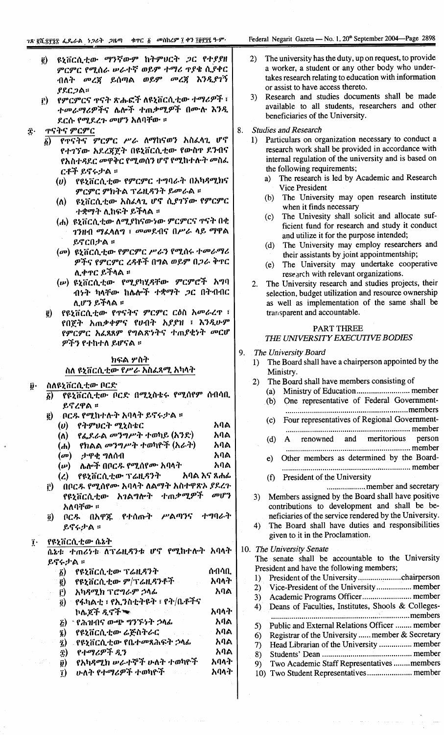፪) ዩኒቨርሲቲው ማንኛውም ከትምህርት ጋር የተያያዘ ምርምር የሚሰራ ሠራተኛ ወይም ተማሪ ጥያቄ ሲያቀርብለት መረጃ ይሰጣል ወይም መረጃ እንዲያገኝ ያደርጋል።

፫) የምርምርና ጥናት ጽሑፎች ለዩኒቨርሲቲው ተማሪዎች ፣ ተመራማሪዎችና ሌሎች ተጠቃሚዎች በሙሉ እንዲደርሱ የሚደረጉ መሆን አለባቸው ።

፰· ጥናትና ምርምር

፩) የጥናትና ምርምር ሥራ ለማከናወን አስፈላጊ ሆኖ የተገኘው አደረጃጀት በዩኒቨርሲቲው የውስጥ ደንብና የአስተዳደር መዋቅር የሚወሰን ሆኖ የሚከተሉት መስፈርቶች ይኖሩታል ።

(ሀ) የዩኒቨርሲቲው የምርምር ተግባራት በአካዳሚክና ምርምር ምክትል ፕሬዚዳንት ይመራል ።

(ለ) ዩኒቨርሲቲው አስፈላጊ ሆኖ ሲያገኘው የምርምር ተቋማት ሊከፍት ይችላል ።

(ሐ) ዩኒቨርሲቲው ለሚያከናውነው ምርምርና ጥናት በቂ ገንዘብ ማፈላለግ ፣ መመደብና በሥራ ላይ ማዋል ይኖርበታል ።

(መ) ዩኒቨርሲቲው የምርምር ሥራን የሚሰሩ ተመራማሪዎችና የምርምር ረዳቶች በግል ወይም በጋራ ቅጥር ሊቀጥር ይችላል ።

(ሠ) ዩኒቨርሲቲው የሚያካሂዳቸው ምርምሮች አግባብነት ካላቸው ከሌሎች ተቋማት ጋር በትብብር ሊሆን ይችላል ።

፪) የዩኒቨርሲቲው የጥናትና ምርምር ርዕስ አመራረጥ ፣ የበጀት አጠቃቀምና የሀብት አያያዝ ፣ እንዲሁም የምርምር አፈጻጸም የግልጽነትና ተጠያቂነት መርሆዎችን የተከተለ ይሆናል ።

## ክፍል ሦስት
### ስለ ዩኒቨርሲቲው የሥራ አስፈጻሚ አካላት

፱· ስለዩኒቨርሲቲው ቦርድ

፩) የዩኒቨርሲቲው ቦርድ በሚኒስቴሩ የሚሰየም ሰብሳቢ ይኖረዋል ።

፪) ቦርዱ የሚከተሉት አባላት ይኖሩታል ።

| | |
|---|---|
| (ሀ) የትምህርት ሚኒስቴር | አባል |
| (ለ) የፌደራል መንግሥት ተወካይ (አንድ) | አባል |
| (ሐ) የክልል መንግሥት ተወካዮች (አራት) | አባል |
| (መ) ታዋቂ ግለሰብ | አባል |
| (ሠ) ሌሎች በቦርዱ የሚሰየሙ አባላት | አባል |
| (ረ) የዩኒቨርሲቲው ፕሬዚዳንት | አባል እና ጸሐፊ |

፫) በቦርዱ የሚሰየሙ አባላት ለልማት አስተዋጽኦ ያደረጉ የዩኒቨርሲቲው አገልግሎት ተጠቃሚዎች መሆን አለባቸው ።

፬) ቦርዱ በአዋጁ የተሰጡት ሥልጣንና ተግባራት ይኖሩታል ።

፲· የዩኒቨርሲቲው ሴኔት

ሴኔቱ ተጠሪነቱ ለፕሬዚዳንቱ ሆኖ የሚከተሉት አባላት ይኖሩታል ።

| | |
|---|---|
| ፩) የዩኒቨርሲቲው ፕሬዚዳንት | ሰብሳቢ |
| ፪) የዩኒቨርሲቲው ም/ፕሬዚዳንቶች | አባላት |
| ፫) አካዳሚክ ፕሮግራም ኃላፊ | አባል |
| ፬) የፋካልቲ ፣ የኢንስቲትዩት ፣ የት/ቤቶችና ኮሌጆች ዲኖች | አባላት |
| ፭) የሕዝብና ውጭ ግንኙነት ኃላፊ | አባል |
| ፮) የዩኒቨርሲቲው ሬጅስትራር | አባል |
| ፯) የዩኒቨርሲቲው የቤተመጻሕፍት ኃላፊ | አባል |
| ፰) የተማሪዎች ዲን | አባል |
| ፱) የአካዳሚክ ሠራተኞች ሁለት ተወካዮች | አባላት |
| ፲) ሁለት የተማሪዎች ተወካዮች | አባላት |

2) The university has the duty, up on request, to provide a worker, a student or any other body who undertakes research relating to education with information or assist to have access thereto.

3) Research and studies documents shall be made available to all students, researchers and other beneficiaries of the University.

8. *Studies and Research*

1) Particulars on organization necessary to conduct a research work shall be provided in accordance with internal regulation of the university and is based on the following requirements;

a) The research is led by Academic and Research Vice President

(b) The University may open research institute when it finds necessary

(c) The Univesity shall solicit and allocate sufficient fund for research and study it conduct and utilize it for the purpose intended;

(d) The University may employ researchers and their assistants by joint appointmentship;

(e) The University may undertake cooperative research with relevant organizations.

2. The University research and studies projects, their selection, budget utilization and resource ownership as well as implementation of the same shall be transparent and accountable.

## PART THREE
### *THE UNIVERSITY EXECUTIVE BODIES*

9. *The University Board*

1) The Board shall have a chairperson appointed by the Ministry.

2) The Board shall have members consisting of

| | |
|---|---|
| (a) Ministry of Education | member |
| (b) One representative of Federal Government- | members |
| (c) Four representatives of Regional Government- | member |
| (d) A renowned and meritorious person | member |
| e) Other members as determined by the Board- | member |
| (f) President of the University | member and secretary |

3) Members assigned by the Board shall have positive contributions to development and shall be beneficiaries of the service rendered by the University.

4) The Board shall have duties and responsibilities given to it in the Proclamation.

10. *The University Senate*

The senate shall be accountable to the University President and have the following members;

| | |
|---|---|
| 1) President of the University | chairperson |
| 2) Vice-President of the University | member |
| 3) Academic Programs Officer | member |
| 4) Deans of Faculties, Institutes, Shools & Colleges- | members |
| 5) Public and External Relations Officer | member |
| 6) Registrar of the University | member & Secretary |
| 7) Head Librarian of the University | member |
| 8) Students' Dean | member |
| 9) Two Academic Staff Representatives | members |
| 10) Two Student Representatives | member |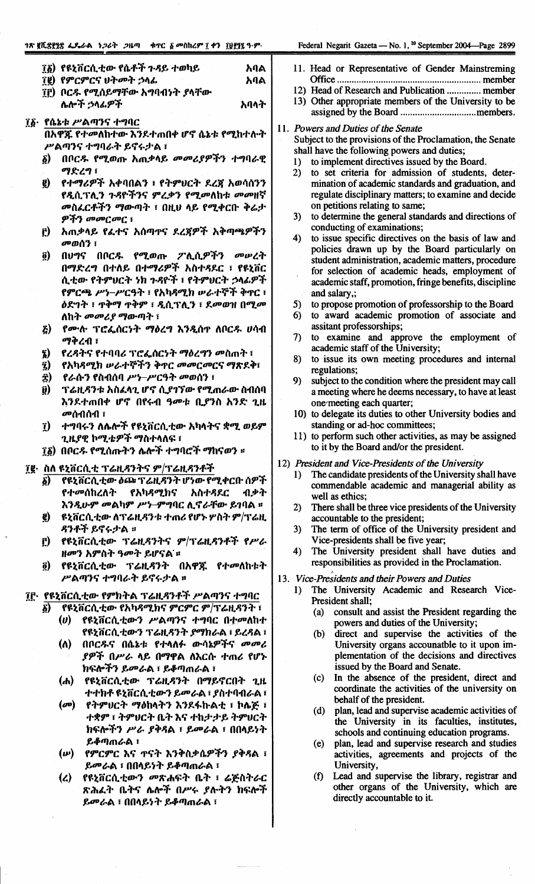፲፩· የዩኒቨርሲቲው የሴቶች ጉዳይ ተወካይ ........ አባል

፲፪· የምርምርና ህትመት ኃላፊ ........ አባል

፲፫· ቦርዱ የሚሰይማቸው አግባብነት ያላቸው ሌሎች ኃላፊዎች ........ አባላት

፲፩· የሴኔት ሥልጣንና ተግባር

በአዋጁ የተመለከተው እንደተጠበቀ ሆኖ ሴኔቱ የሚከተሉት ሥልጣንና ተግባራት ይኖሩታል ፤

፩) በቦርዱ የሚወጡ አጠቃላይ መመሪያዎችን ተግባራዊ ማድረግ ፤

፪) የተማሪዎች አቀባበልን ፣ የትምህርት ደረጃ አወሳሰንን የዲሲፕሊን ጉዳዮችንና ምረቃን የሚመለከቱ መመዘኛ መስፈርቶችን ማውጣት ፣ በዚሁ ላይ የሚቀርቡ ቅሬታ ዎችን መመርመር ፤

፫) አጠቃላይ የፈተና አሰጣጥና ደረጃዎች አቅጣጫዎችን መወሰን ፤

፬) በህግና በቦርዱ የሚወጡ ፖሊሲዎችን መሠረት በማድረግ በተለይ በተማሪዎች አስተዳደር ፣ የዩኒቨርሲቲው የትምህርት ነክ ጉዳዮች ፣ የትምህርት ኃላፊዎች የምርጫ ሥነ-ሥርዓት ፣ የአካዳሚክ ሠራተኞች ቅጥር ፣ ዕድገት ፣ ጥቅማ ጥቅም ፣ ዲሲፕሊን ፣ ደመወዝ በሚመ ለከት መመሪያ ማውጣት ፤

፭) የሙሉ ፕሮፌሰርነት ማዕረግ እንዲሰጥ ለቦርዱ ሀሳብ ማቅረብ ፤

፮) የረዳትና የተባባሪ ፕሮፌሰርነት ማዕረግን መስጠት ፤

፯) የአካዳሚክ ሠራተኞችን ቅጥር መመርመርና ማጽደቅ፤

፰) የራሱን የስብሰባ ሥነ-ሥርዓት መወሰን ፤

፱) ፕሬዚዳንቱ አስፈላጊ ሆኖ ሲያገኘው የሚጠራው ስብሰባ እንደተጠበቀ ሆኖ በየሩብ ዓመቱ ቢያንስ አንድ ጊዜ መሰብሰብ ፤

፲) ተግባሩን ለሌሎች የዩኒቨርሲቲው አካላትና ቋሚ ወይም ጊዜያዊ ኮሚቴዎች ማስተላለፍ ፤

፲፩) በቦርዱ የሚሰጡትን ሌሎች ተግባሮች ማከናወን ።

፲፪· ስለ ዩኒቨርሲቲ ፕሬዚዳንትና ም/ፕሬዚዳንቶች

፩) የዩኒቨርሲቲው ዕጩ ፕሬዚዳንት ሆነው የሚቀርቡ ሰዎች የተመሰከረለት የአካዳሚክና አስተዳደር ብቃት እንዲሁም መልካም ሥነ-ምግባር ሊኖራቸው ይገባል ።

፪) ዩኒቨርሲቲው ለፕሬዚዳንቱ ተጠሪ የሆኑ ሦስት ም/ፕሬዚ ዳንቶች ይኖሩታል ።

፫) የዩኒቨርሲቲው ፕሬዚዳንትና ም/ፕሬዚዳንቶች የሥራ ዘመን አምስት ዓመት ይሆናል ።

፬) የዩኒቨርሲቲው ፕሬዚዳንት በአዋጁ የተመለከቱት ሥልጣንና ተግባራት ይኖሩታል ።

፲፫· የዩኒቨርሲቲው የምክትል ፕሬዚዳንቶች ሥልጣንና ተግባር

፩) የዩኒቨርሲቲው የአካዳሚክና ምርምር ም/ፕሬዚዳንት ፤

(ሀ) የዩኒቨርሲቲውን ሥልጣንና ተግባር በተመለከተ የዩኒቨርሲቲውን ፕሬዚዳንት ያማክራል ፤ ይረዳል ፤

(ለ) በቦርዱና በሴኔቱ የተላለፉ ውሳኔዎችንና መመሪ ያዎች በሥራ ላይ በማዋል ለእርሱ ተጠሪ የሆኑ ክፍሎችን ይመራል ፤ ይቆጣጠራል ፤

(ሐ) የዩኒቨርሲቲው ፕሬዚዳንት በማይኖርበት ጊዜ ተተክቶ ዩኒቨርሲቲውን ይመራል ፤ ያስተባብራል ፤

(መ) የትምህርት ማዕከላትን እንደፋኩልቲ ፣ ኮሌጅ ፣ ተቋም ፣ ትምህርት ቤት እና ተከታታይ ትምህርት ክፍሎችን ሥራ ያቅዳል ፣ ይመራል ፣ በበላይነት ይቆጣጠራል ፤

(ሠ) የምርምር እና ጥናት እንቅስቃሴዎችን ያቅዳል ፣ ይመራል ፣ በበላይነት ይቆጣጠራል ፤

(ረ) የዩኒቨርሲቲውን መጻሕፍት ቤት ፣ ሬጅስትራር ጽሕፈት ቤትና ሌሎች በሥሩ ያሉትን ክፍሎች ይመራል ፣ በበላይነት ይቆጣጠራል ፤

11. Head or Representative of Gender Mainstreming Office ........ member

12) Head of Research and Publication ........ member

13) Other appropriate members of the University to be assigned by the Board ........ members.

11. *Powers and Duties of the Senate*

Subject to the provisions of the Proclamation, the Senate shall have the following powers and duties;

1) to implement directives issued by the Board.
2) to set criteria for admission of students, determination of academic standards and graduation, and regulate disciplinary matters; to examine and decide on petitions relating to same;
3) to determine the general standards and directions of conducting of examinations;
4) to issue specific directives on the basis of law and policies drawn up by the Board particularly on student administration, academic matters, procedure for selection of academic heads, employment of academic staff, promotion, fringe benefits, discipline and salary,;
5) to propose promotion of professorship to the Board
6) to award academic promotion of associate and assitant professorships;
7) to examine and approve the employment of academic staff of the University;
8) to issue its own meeting procedures and internal regulations;
9) subject to the condition where the president may call a meeting where he deems necessary, to have at least one meeting each quarter;
10) to delegate its duties to other University bodies and standing or ad-hoc committees;
11) to perform such other activities, as may be assigned to it by the Board and/or the president.

12) *President and Vice-Presidents of the University*

1) The candidate presidents of the University shall have commendable academic and managerial ability as well as ethics;
2) There shall be three vice presidents of the University accountable to the president;
3) The term of office of the University president and Vice-presidents shall be five year;
4) The University president shall have duties and responsibilities as provided in the Proclamation.

13. *Vice-Presidents and their Powers and Duties*

1) The University Academic and Research Vice-President shall;
   (a) consult and assist the President regarding the powers and duties of the University;
   (b) direct and supervise the activities of the University organs accounatble to it upon implementation of the decisions and directives issued by the Board and Senate.
   (c) In the absence of the president, direct and coordinate the activities of the university on behalf of the president.
   (d) plan, lead and supervise academic activities of the University in its faculties, institutes, schools and continuing education programs.
   (e) plan, lead and supervise research and studies activities, agreements and projects of the University,
   (f) Lead and supervise the library, registrar and other organs of the University, which are directly accountable to it.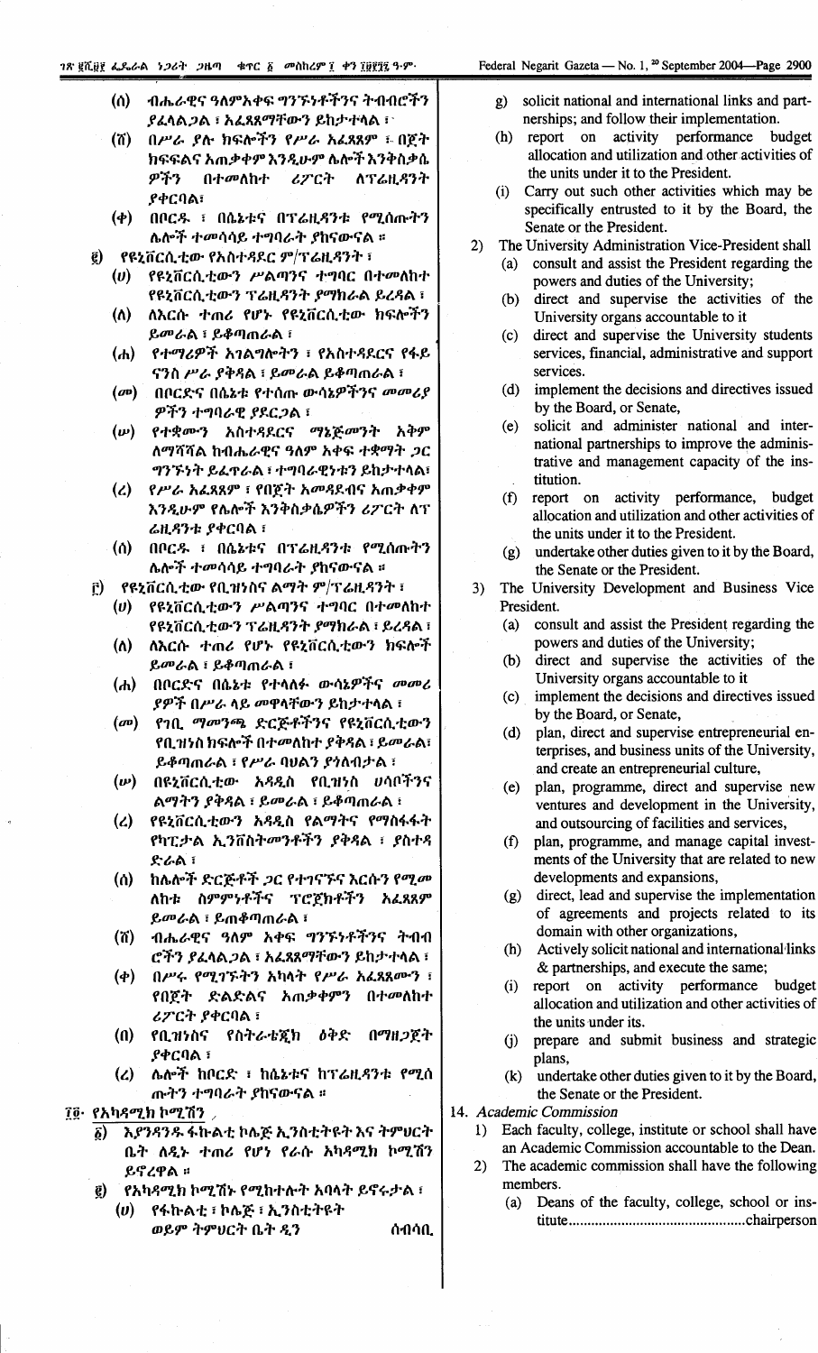(ሰ) ብሔራዊና ዓለምአቀፍ ግንኙነቶችንና ትብብሮችን ያፈላልጋል ፤ አፈጻጸማቸውን ይከታተላል ፤

(ሸ) በሥሩ ያሉ ክፍሎችን የሥራ አፈጻጸም ፣ በጀት ክፍፍልና አጠቃቀም እንዲሁም ሌሎች እንቅስቃሴ ዎችን በተመለከተ ሪፖርት ለፕሬዚዳንት ያቀርባል፤

(ቀ) በቦርዱ ፣ በሴኔቱና በፕሬዚዳንቱ የሚሰጡትን ሌሎች ተመሳሳይ ተግባራት ያከናውናል ።

፪) የዩኒቨርሲቲው የአስተዳደር ም/ፕሬዚዳንት ፤

(ሀ) የዩኒቨርሲቲውን ሥልጣንና ተግባር በተመለከተ የዩኒቨርሲቲውን ፕሬዚዳንት ያማክራል ይረዳል ፤

(ለ) ለእርሱ ተጠሪ የሆኑ የዩኒቨርሲቲው ክፍሎችን ይመራል ፤ ይቆጣጠራል ፤

(ሐ) የተማሪዎች አገልግሎትን ፣ የአስተዳደርና የፋይ ናንስ ሥራ ያቅዳል ፣ ይመራል ይቆጣጠራል ፤

(መ) በቦርድና በሴኔቱ የተሰጡ ውሳኔዎችንና መመሪያ ዎችን ተግባራዊ ያደርጋል ፤

(ሠ) የተቋሙን አስተዳደርና ማኔጅመንት አቅም ለማሻሻል ከብሔራዊና ዓለም አቀፍ ተቋማት ጋር ግንኙነት ይፈጥራል ፣ ተግባራዊነቱን ይከታተላል፤

(ረ) የሥራ አፈጻጸም ፣ የበጀት አመዳደብና አጠቃቀም እንዲሁም የሌሎች እንቅስቃሴዎችን ሪፖርት ለፕ ሬዚዳንቱ ያቀርባል ፤

(ሰ) በቦርዱ ፣ በሴኔቱና በፕሬዚዳንቱ የሚሰጡትን ሌሎች ተመሳሳይ ተግባራት ያከናውናል ።

፫) የዩኒቨርሲቲው የቢዝነስና ልማት ም/ፕሬዚዳንት ፤

(ሀ) የዩኒቨርሲቲውን ሥልጣንና ተግባር በተመለከተ የዩኒቨርሲቲውን ፕሬዚዳንት ያማክራል ፤ ይረዳል ፤

(ለ) ለእርሱ ተጠሪ የሆኑ የዩኒቨርሲቲውን ክፍሎች ይመራል ፤ ይቆጣጠራል ፤

(ሐ) በቦርድና በሴኔቱ የተላለፉ ውሳኔዎችና መመሪ ያዎች በሥራ ላይ መዋላቸውን ይከታተላል ፤

(መ) የገቢ ማመንጫ ድርጅቶችንና የዩኒቨርሲቲውን የቢዝነስ ክፍሎች በተመለከተ ያቅዳል ፤ ይመራል፤ ይቆጣጠራል ፤ የሥራ ባህልን ያሳብላል ፤

(ሠ) በዩኒቨርሲቲው አዳዲስ የቢዝነስ ሀሳቦችንና ልማትን ያቅዳል ፤ ይመራል ፤ ይቆጣጠራል ፤

(ረ) የዩኒቨርሲቲውን አዳዲስ የልማትና የማስፋፋት የካፒታል ኢንቨስትመንቶችን ያቅዳል ፣ ያስተዳድራል ፤

(ሰ) ከሌሎች ድርጅቶች ጋር የተገናኙና እርሱን የሚመለከቱ ስምምነቶችና ፕሮጀክቶችን አፈጻጸም ይመራል ፤ ይቆጣጠራል ፤

(ሸ) ብሔራዊና ዓለም አቀፍ ግንኙነቶችንና ትብብሮችን ያፈላልጋል ፤ አፈጻጸማቸውን ይከታተላል ፤

(ቀ) በሥሩ የሚገኙትን አካላት የሥራ አፈጻጸሙን ፣ የበጀት ድልድልና አጠቃቀምን በተመለከተ ሪፖርት ያቀርባል ፤

(በ) የቢዝነስና የስትራቴጂክ ዕቅድ በማዘጋጀት ያቀርባል ፤

(ረ) ሌሎች ከቦርድ ፣ ከሴኔቱና ከፕሬዚዳንቱ የሚሰጡትን ተግባራት ያከናውናል ።

፲፬· የአካዳሚክ ኮሚሽን

፩) እያንዳንዱ ፋኩልቲ ኮሌጅ ኢንስቲትዩት እና ትምህርት ቤት ለዲኑ ተጠሪ የሆነ የራሱ አካዳሚክ ኮሚሽን ይኖረዋል ።

፪) የአካዳሚክ ኮሚሽኑ የሚከተሉት አባላት ይኖሩታል ፤

(ሀ) የፋኩልቲ ፣ ኮሌጅ ፣ ኢንስቲትዩት ወይም ትምህርት ቤት ዲን ሰብሳቢ

g) solicit national and international links and partnerships; and follow their implementation.

(h) report on activity performance budget allocation and utilization and other activities of the units under it to the President.

(i) Carry out such other activities which may be specifically entrusted to it by the Board, the Senate or the President.

2) The University Administration Vice-President shall

(a) consult and assist the President regarding the powers and duties of the University;

(b) direct and supervise the activities of the University organs accountable to it

(c) direct and supervise the University students services, financial, administrative and support services.

(d) implement the decisions and directives issued by the Board, or Senate,

(e) solicit and administer national and international partnerships to improve the administrative and management capacity of the institution.

(f) report on activity performance, budget allocation and utilization and other activities of the units under it to the President.

(g) undertake other duties given to it by the Board, the Senate or the President.

3) The University Development and Business Vice President.

(a) consult and assist the President regarding the powers and duties of the University;

(b) direct and supervise the activities of the University organs accountable to it

(c) implement the decisions and directives issued by the Board, or Senate,

(d) plan, direct and supervise entrepreneurial enterprises, and business units of the University, and create an entrepreneurial culture,

(e) plan, programme, direct and supervise new ventures and development in the University, and outsourcing of facilities and services,

(f) plan, programme, and manage capital investments of the University that are related to new developments and expansions,

(g) direct, lead and supervise the implementation of agreements and projects related to its domain with other organizations,

(h) Actively solicit national and international links & partnerships, and execute the same;

(i) report on activity performance budget allocation and utilization and other activities of the units under its.

(j) prepare and submit business and strategic plans,

(k) undertake other duties given to it by the Board, the Senate or the President.

14. *Academic Commission*

1) Each faculty, college, institute or school shall have an Academic Commission accountable to the Dean.

2) The academic commission shall have the following members.

(a) Deans of the faculty, college, school or institute..............................................chairperson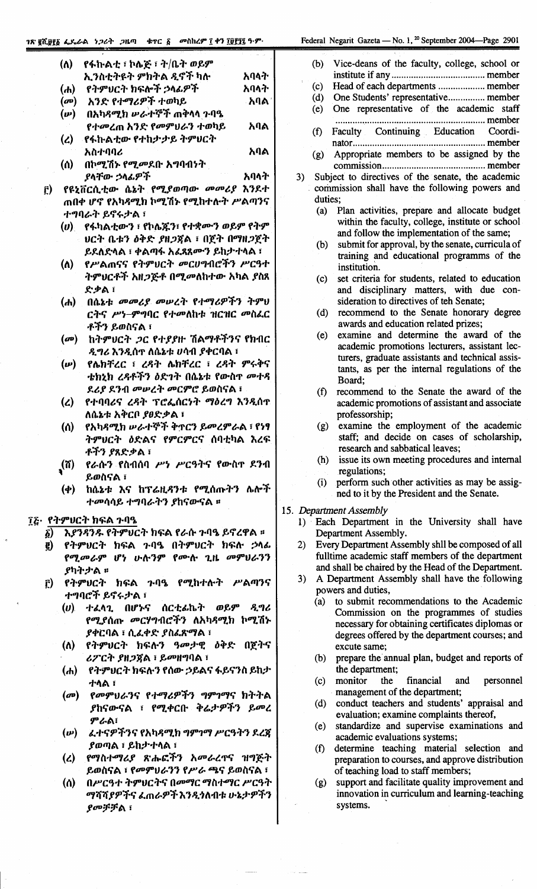(ለ) የፋኩልቲ ፣ ኮሌጅ ፣ ት/ቤት ወይም ኢንስቲትዩት ምክትል ዲኖች ካሉ ........ አባላት

(ሐ) የትምህርት ክፍሎች ኃላፊዎች ........ አባላት

(መ) አንድ የተማሪዎች ተወካይ ........ አባል

(ሠ) በአካዳሚክ ሠራተኞች ጠቅላላ ጉባዔ የተመረጠ አንድ የመምህራን ተወካይ ........ አባል

(ረ) የፋኩልቲው የተከታታይ ትምህርት አስተባባሪ ........ አባል

(ሰ) በኮሚሽኑ የሚመደቡ አግባብነት ያላቸው ኃላፊዎች ........ አባላት

፫) የዩኒቨርሲቲው ሴኔት የሚያወጣው መመሪያ እንደተጠበቀ ሆኖ የአካዳሚክ ኮሚሽኑ የሚከተሉት ሥልጣንና ተግባራት ይኖሩታል ፣

(ሀ) የፋካልቲውን ፣ የኮሌጁን፣ የተቋሙን ወይም የትምህርት ቤቱን ዕቅድ ያዘጋጃል ፣ በጀት በማዘጋጀት ይደለድላል ፣ ቀልጣፋ አፈጻጸሙን ይከታተላል ፣

(ለ) የሥልጠናና የትምህርት መርሀግብሮችን ሥርዓተ ትምህርቶች አዘጋጅቶ በሚመለከተው አካል ያስጸድቃል ፣

(ሐ) በሴኔቱ መመሪያ መሠረት የተማሪዎችን ትምህርትና ሥነ-ምግባር የተመለከቱ ዝርዝር መስፈርቶችን ይወስናል ፣

(መ) ከትምህርት ጋር የተያያዙ ሽልማቶችንና የክብር ዲግሪ እንዲሰጥ ለሴኔቱ ሀሳብ ያቀርባል ፣

(ሠ) የሌክቸረር ፣ ረዳት ሌክቸረር ፣ ረዳት ምሩቅና ቴክኒክ ረዳቶችን ዕድገት በሴኔቱ የውስጥ መተዳደሪያ ደንብ መሠረት መርምሮ ይወስናል ፣

(ረ) የተባባሪና ረዳት ፕሮፌሰርነት ማዕረግ እንዲሰጥ ለሴኔቱ አቅርቦ ያፀድቃል ፣

(ሰ) የአካዳሚክ ሠራተኞች ቅጥርን ይመረምራል ፣ የነፃ ትምህርት ዕድልና የምርምርና ሰባቲካል እረፍቶችን ያጸድቃል ፣

(ሸ) የራሱን የስብሰባ ሥነ ሥርዓትና የውስጥ ደንብ ይወስናል ፣

(ቀ) ከሴኔቱ እና ከፕሬዚዳንቱ የሚሰጡትን ሌሎች ተመሳሳይ ተግባራትን ያከናውናል ።

፲፭· የትምህርት ክፍል ጉባዔ

፩) እያንዳንዱ የትምህርት ክፍል የራሱ ጉባዔ ይኖረዋል ።

፪) የትምህርት ክፍል ጉባዔ በትምህርት ክፍሉ ኃላፊ የሚመራ ሆኖ ሁሉንም የሙሉ ጊዜ መምህራንን ያካትታል ።

፫) የትምህርት ክፍል ጉባዔ የሚከተሉት ሥልጣንና ተግባሮች ይኖሩታል ፣

(ሀ) ተፈላጊ በሆኑና ሰርቲፊኬት ወይም ዲግሪ የሚያሰጡ መርሃግብሮችን ለአካዳሚክ ኮሚሽኑ ያቀርባል ፣ ሲፈቀድ ያስፈጽማል ፣

(ለ) የትምህርት ክፍሉን ዓመታዊ ዕቅድ በጀትና ሪፖርት ያዘጋጃል ፣ ይመዘግባል ፣

(ሐ) የትምህርት ክፍሉን የሰው ኃይልና ፋይናንስ ይከታተላል ፣

(መ) የመምህራንና የተማሪዎችን ግምገማና ክትትል ያከናውናል ፣ የሚቀርቡ ቅሬታዎችን ይመረምራል፣

(ሠ) ፈተናዎችንና የአካዳሚክ ግምገማ ሥርዓትን ደረጃ ያወጣል ፣ ይከታተላል ፣

(ረ) የማስተማሪያ ጽሑፎችን አመራረጥና ዝግጅት ይወስናል ፣ የመምህራንን የሥራ ጫና ይወስናል ፣

(ሰ) በሥርዓተ ትምህርትና በመማር ማስተማር ሥርዓት ማሻሻያዎችና ፈጠራዎች እንዲጎለብቱ ሁኔታዎችን ያመቻቻል ፣

(b) Vice-deans of the faculty, college, school or institute if any ........ member

(c) Head of each departments ........ member

(d) One Students' representative........ member

(e) One representative of the academic staff ........ member

(f) Faculty Continuing Education Coordinator........ member

(g) Appropriate members to be assigned by the commission........ member

3) Subject to directives of the senate, the academic commission shall have the following powers and duties;

(a) Plan activities, prepare and allocate budget within the faculty, college, institute or school and follow the implementation of the same;

(b) submit for approval, by the senate, curricula of training and educational programs of the institution.

(c) set criteria for students, related to education and disciplinary matters, with due consideration to directives of teh Senate;

(d) recommend to the Senate honorary degree awards and education related prizes;

(e) examine and determine the award of the academic promotions lecturers, assistant lecturers, graduate assistants and technical assistants, as per the internal regulations of the Board;

(f) recommend to the Senate the award of the academic promotions of assistant and associate professorship;

(g) examine the employment of the academic staff; and decide on cases of scholarship, research and sabbatical leaves;

(h) issue its own meeting procedures and internal regulations;

(i) perform such other activities as may be assigned to it by the President and the Senate.

15. *Department Assembly*

1) Each Department in the University shall have Department Assembly.

2) Every Department Assembly shll be composed of all fulltime academic staff members of the department and shall be chaired by the Head of the Department.

3) A Department Assembly shall have the following powers and duties,

(a) to submit recommendations to the Academic Commission on the programmes of studies necessary for obtaining certificates diplomas or degrees offered by the department courses; and excute same;

(b) prepare the annual plan, budget and reports of the department;

(c) monitor the financial and personnel management of the department;

(d) conduct teachers and students' appraisal and evaluation; examine complaints thereof,

(e) standardize and supervise examinations and academic evaluations systems;

(f) determine teaching material selection and preparation to courses, and approve distribution of teaching load to staff members;

(g) support and facilitate quality improvement and innovation in curriculum and learning-teaching systems.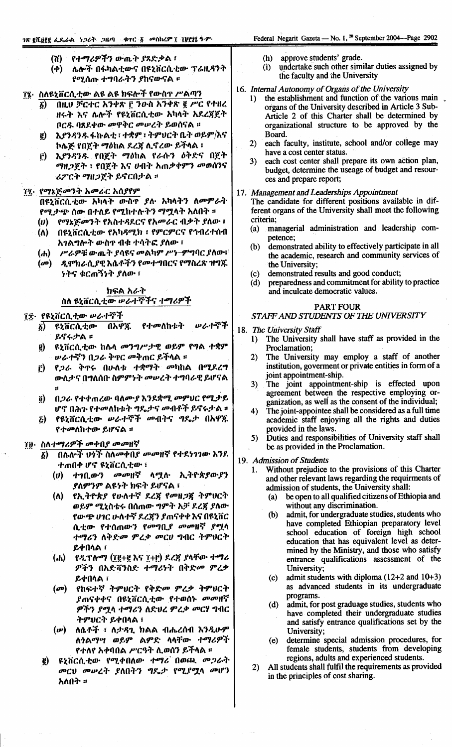(ሸ) የተማሪዎችን ውጤት ያጸድቃል ፣

(ቀ) ሌሎች በፋካልቲውና በዩኒቨርሲቲው ፕሬዚዳንት የሚሰጡ ተግባራትን ያከናውናል ።

፲፮· ስለዩኒቨርሲቲው ልዩ ልዩ ክፍሎች የውስጥ ሥልጣን

፩) በዚህ ቻርተር አንቀጽ ፫ ንዑስ አንቀጽ ፪ ሥር የተዘረዘሩት እና ሌሎች የዩኒቨርሲቲው አካላት አደረጃጀት በቦርዱ ባጸደቀው መዋቅር መሠረት ይወሰናል ።

፪) እያንዳንዱ ፋኩልቲ ፣ ተቋም ፣ ትምህርት ቤት ወይም/እና ኮሌጅ የበጀት ማዕከል ደረጃ ሊኖረው ይችላል ፣

፫) እያንዳንዱ የበጀት ማዕከል የራሱን ዕቅድና በጀት ማዘጋጀት ፣ የበጀት እና ሀብት አጠቃቀምን መወሰንና ሪፖርት ማዘጋጀት ይኖርበታል ።

፲፯· የማኔጅመንት አመራር አሰያየም

በዩኒቨርሲቲው አካላት ውስጥ ያሉ አካላትን ለመምራት የሚታጭ ሰው በተለይ የሚከተሉትን ማሟላት አለበት ።

(ሀ) የማኔጅመንት የአስተዳደርና የአመራር ብቃት ያለው ፣

(ለ) በዩኒቨርሲቲው የአካዳሚክ ፣ የምርምርና የኅብረተሰብ አገልግሎት ውስጥ ብቁ ተሳትፎ ያለው ፣

(ሐ) ሥራዎቹ ውጤት ያስገኙና መልካም ሥነ-ምግባር ያለው፣

(መ) ዲሞክራሲያዊ እሴቶችን የመተግበርና የማስረጽ ዝግጁነትና ቁርጠኝነት ያለው ፣

## ክፍል አራት
## ስለ ዩኒቨርሲቲው ሠራተኞችና ተማሪዎች

፲፰· የዩኒቨርሲቲው ሠራተኞች

፩) ዩኒቨርሲቲው በአዋጁ የተመለከቱት ሠራተኞች ይኖሩታል ።

፪) ዩኒቨርሲቲው ከሌላ መንግሥታዊ ወይም የግል ተቋም ሠራተኛን በጋራ ቅጥር መቅጠር ይችላል ።

፫) የጋራ ቅጥሩ በሁለቱ ተቋማት መካከል በሚደረግ ውልና በግለሰቡ ስምምነት መሠረት ተግባራዊ ይሆናል ።

፬) በጋራ የተቀጠረው ባለሙያ እንደቋሚ መምህር የሚታይ ሆኖ በሕጉ የተመለከቱት ግዴታና መብቶች ይኖሩታል ።

፭) የዩኒቨርሲቲው ሠራተኞች መብትና ግዴታ በአዋጁ የተመለከተው ይሆናል ።

፲፱· ስለተማሪዎች መቀበያ መመዘኛ

፩) በሌሎች ህጎች ስለመቀበያ መመዘኛ የተደነገገው እንደ ተጠበቀ ሆኖ ዩኒቨርሲቲው ፣

(ሀ) ተገቢውን መመዘኛ ላሟሉ ኢትዮጵያውያን ያለምንም ልዩነት ክፍት ይሆናል ፣

(ለ) የኢትዮጵያ የሁለተኛ ደረጃ የመሰናዶ ትምህርት ወይም ሚኒስቴሩ በሰጠው ግምት አቻ ደረጃ ያለው የውጭ ሀገር ሁለተኛ ደረጃን ያጠናቀቀ እና በዩኒቨርሲቲው የተሰጠውን የመግቢያ መመዘኛ ያሟላ ተማሪን ለቅድመ ምረቃ መርሀ ግብር ትምህርት ይቀበላል ፣

(ሐ) የዲፕሎማ (፲፪+፪ እና ፲+፫) ደረጃ ያላቸው ተማሪዎችን በአድቫንስድ ተማሪነት በቅድመ ምረቃ ይቀበላል ፣

(መ) የከፍተኛ ትምህርት የቅድመ ምረቃ ትምህርት ያጠናቀቀና በዩኒቨርሲቲው የተወሰኑ መመዘኛዎችን ያሟላ ተማሪን ለድህረ ምረቃ መርሃ ግብር ትምህርት ይቀበላል ፣

(ሠ) ለሴቶች ፣ ለታዳጊ ክልል ብሔረሰብ እንዲሁም ለጎልማሣ ወይም ልምድ ላላቸው ተማሪዎች የተለየ አቀባበል ሥርዓት ሊወስን ይችላል ።

፪) ዩኒቨርሲቲው የሚቀበለው ተማሪ በወጪ መጋራት መርህ መሠረት ያለበትን ግዴታ የሚያሟላ መሆን አለበት ።

(h) approve students' grade.

(i) undertake such other similar duties assigned by the faculty and the University

16. *Internal Autonomy of Organs of the University*

1) the establishment and function of the various main organs of the University described in Article 3 Sub-Article 2 of this Charter shall be determined by organizational structure to be approved by the Board.

2) each faculty, institute, school and/or college may have a cost center status.

3) each cost center shall prepare its own action plan, budget, determine the useage of budget and resources and prepare report;

17. *Management and Leaderships Appointment*

The candidate for different positions available in different organs of the University shall meet the following criteria;

(a) managerial administration and leadership competence;

(b) demonstrated ability to effectively participate in all the academic, research and community services of the University;

(c) demonstrated results and good conduct;

(d) preparedness and commitment for ability to practice and inculcate democratic values.

## PART FOUR
## *STAFF AND STUDENTS OF THE UNIVERSITY*

18. *The University Staff*

1) The University shall have staff as provided in the Proclamation;

2) The University may employ a staff of another institution, goverment or private entities in form of a joint appointment-ship.

3) The joint appointment-ship is effected upon agreement between the respective employing organization, as well as the consent of the individual;

4) The joint-appointee shall be considered as a full time academic staff enjoying all the rights and duties provided in the laws.

5) Duties and responsibilities of University staff shall be as provided in the Proclamation.

19. *Admission of Students*

1. Without prejudice to the provisions of this Charter and other relevant laws regarding the requirements of admission of students, the University shall:

(a) be open to all qualified citizens of Ethiopia and without any discrimination.

(b) admit, for undergraduate studies, students who have completed Ethiopian preparatory level school education of foreign high school education that has equivalent level as determined by the Ministry, and those who satisfy entrance qualifications assessment of the University;

(c) admit students with diploma (12+2 and 10+3) as advanced students in its undergraduate programs.

(d) admit, for post graduage studies, students who have completed their undergraduate studies and satisfy entrance qualifications set by the University;

(e) determine special admission procedures, for female students, students from developing regions, adults and experienced students.

2) All students shall fulfil the requirements as provided in the principles of cost sharing.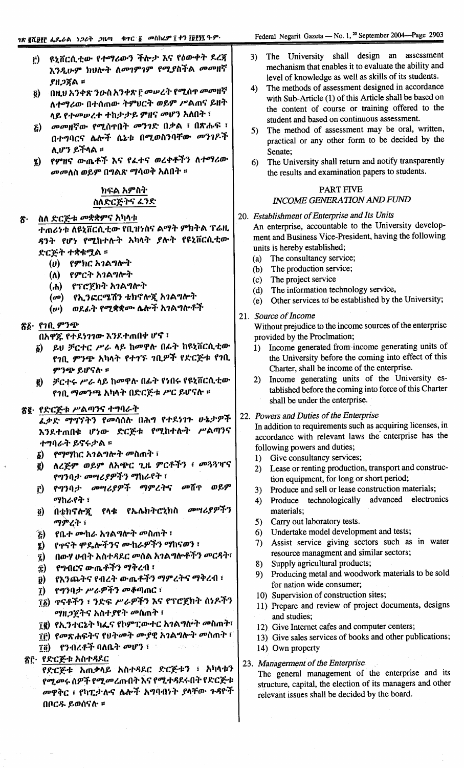፫) ዩኒቨርሲቲው የተማሪውን ችሎታ እና የዕውቀት ደረጃ እንዲሁም ክህሎት ለመገምገም የሚያስችል መመዘኛ ያዘጋጃል ።

፬) በዚህ አንቀጽ ንዑስ አንቀጽ ፫ መሠረት የሚሰጥ መመዘኛ ለተማሪው በተሰጠው ትምህርት ወይም ሥልጠና ይዘት ላይ የተመሠረተ ተከታታይ ምዘና መሆን አለበት ፣

፭) መመዘኛው የሚሰጥበት መንገድ በቃል ፣ በጽሑፍ ፣ በተግባርና ሌሎች ሴኔቱ በሚወስንባቸው መንገዶች ሊሆን ይችላል ።

፮) የምዘና ውጤቶች እና የፈተና ወረቀቶችን ለተማሪው መመለስ ወይም በግልጽ ማሳወቅ አለበት ።

## ክፍል አምስት
## ስለድርጅትና ፈንድ

**፳. ስለ ድርጅቱ መቋቋምና አካላቱ**

ተጠሪነቱ ለዩኒቨርሲቲው የቢዝነስና ልማት ምክትል ፕሬዚዳንት የሆነ የሚከተሉት አካላት ያሉት የዩኒቨርሲቲው ድርጅት ተቋቁሟል ።

(ሀ) የምክር አገልግሎት

(ለ) የምርት አገልግሎት

(ሐ) የፕሮጀክት አገልግሎት

(መ) የኢንፎርሜሽን ቴክኖሎጂ አገልግሎት

(ሠ) ወደፊት የሚቋቋሙ ሌሎች አገልግሎቶች

**፳፩. የገቢ ምንጭ**

በአዋጁ የተደነገገው እንደተጠበቀ ሆኖ ፣

፩) ይህ ቻርተር ሥራ ላይ ከመዋሉ በፊት ከዩኒቨርሲቲው የገቢ ምንጭ አካላት የተገኙ ገቢዎች የድርጅቱ የገቢ ምንጭ ይሆናሉ ።

፪) ቻርተሩ ሥራ ላይ ከመዋሉ በፊት የነበሩ የዩኒቨርሲቲው የገቢ ማመንጫ አካላት በድርጅቱ ሥር ይሆናሉ ።

**፳፪. የድርጅቱ ሥልጣንና ተግባራት**

ፈቃድ ማግኘትን የመሳሰሉ በሕግ የተደነገጉ ሁኔታዎች እንደተጠበቁ ሆነው ድርጅቱ የሚከተሉት ሥልጣንና ተግባራት ይኖሩታል ።

፩) የማማከር አገልግሎት መስጠት ፣

፪) ለረጅም ወይም ለአጭር ጊዜ ምርቶችን ፣ መጓጓዣና የግንባታ መሣሪያዎችን ማከራየት ፣

፫) የግንባታ መሣሪያዎች ማምረትና መሸጥ ወይም ማከራየት ፣

፬) በቴክኖሎጂ የላቁ የኤሌክትሮኒክስ መሣሪያዎችን ማምረት ፣

፭) የቤተ ሙከራ አገልግሎት መስጠት ፣

፮) የጥናት ሞዴሎችንና ሙከራዎችን ማከናወን ፣

፯) በውሃ ሀብት አስተዳደር መሰል አገልግሎቶችን መርዳት፣

፰) የግብርና ውጤቶችን ማቅረብ ፣

፱) የእንጨትና የብረት ውጤቶችን ማምረትና ማቅረብ ፣

፲) የግንባታ ሥራዎችን መቆጣጠር ፣

፲፩) ጥናቶችን ፣ ንድፍ ሥራዎችን እና የፕሮጀክት ሰነዶችን ማዘጋጀትና አስተያየት መስጠት ፣

፲፪) የኢንተርኔት ካፌና የኮምፒውተር አገልግሎት መስጠት፣

፲፫) የመጽሐፍትና የህትመት ሙያዊ አገልግሎት መስጠት ፣

፲፬) የንብረቶች ባለቤት መሆን ፣

**፳፫. የድርጅቱ አስተዳደር**

የድርጅቱ አጠቃላይ አስተዳደር ድርጅቱን ፣ አካላቱን የሚመሩ ሰዎች የሚመረጡበት እና የሚተዳደሩበት የድርጅቱ መዋቅር ፣ የካፒታሉና ሌሎች አግባብነት ያላቸው ጉዳዮች በቦርዱ ይወሰናሉ ።

3) The University shall design an assessment mechanism that enables it to evaluate the ability and level of knowledge as well as skills of its students.

4) The methods of assessment designed in accordance with Sub-Article (1) of this Article shall be based on the content of course or training offered to the student and based on continuous assessment.

5) The method of assessment may be oral, written, practical or any other form to be decided by the Senate;

6) The University shall return and notify transparently the results and examination papers to students.

## PART FIVE
## *INCOME GENERATION AND FUND*

**20.** *Establishment of Enterprise and Its Units*

An enterprise, accountable to the University development and Business Vice-President, having the following units is hereby established;

(a) The consultancy service;

(b) The production service;

(c) The project service

(d) The information technology service,

(e) Other services to be established by the University;

**21.** *Source of Income*

Without prejudice to the income sources of the enterprise provided by the Proclmation;

1) Income generated from income generating units of the University before the coming into effect of this Charter, shall be income of the enterprise.

2) Income generating units of the University established before the coming into force of this Charter shall be under the enterprise.

**22.** *Powers and Duties of the Enterprise*

In addition to requirements such as acquiring licenses, in accordance with relevant laws the enterprise has the following powers and duties;

1) Give consultancy services;

2) Lease or renting production, transport and construction equipment, for long or short period;

3) Produce and sell or lease construction materials;

4) Produce technologically advanced electronics materials;

5) Carry out laboratory tests.

6) Undertake model development and tests;

7) Assist service giving sectors such as in water resource managment and similar sectors;

8) Supply agricultural products;

9) Producing metal and woodwork materials to be sold for nation wide consumer;

10) Supervision of construction sites;

11) Prepare and review of project documents, designs and studies;

12) Give Internet cafes and computer centers;

13) Give sales services of books and other publications;

14) Own property

**23.** *Management of the Enterprise*

The general management of the enterprise and its structure, capital, the election of its managers and other relevant issues shall be decided by the board.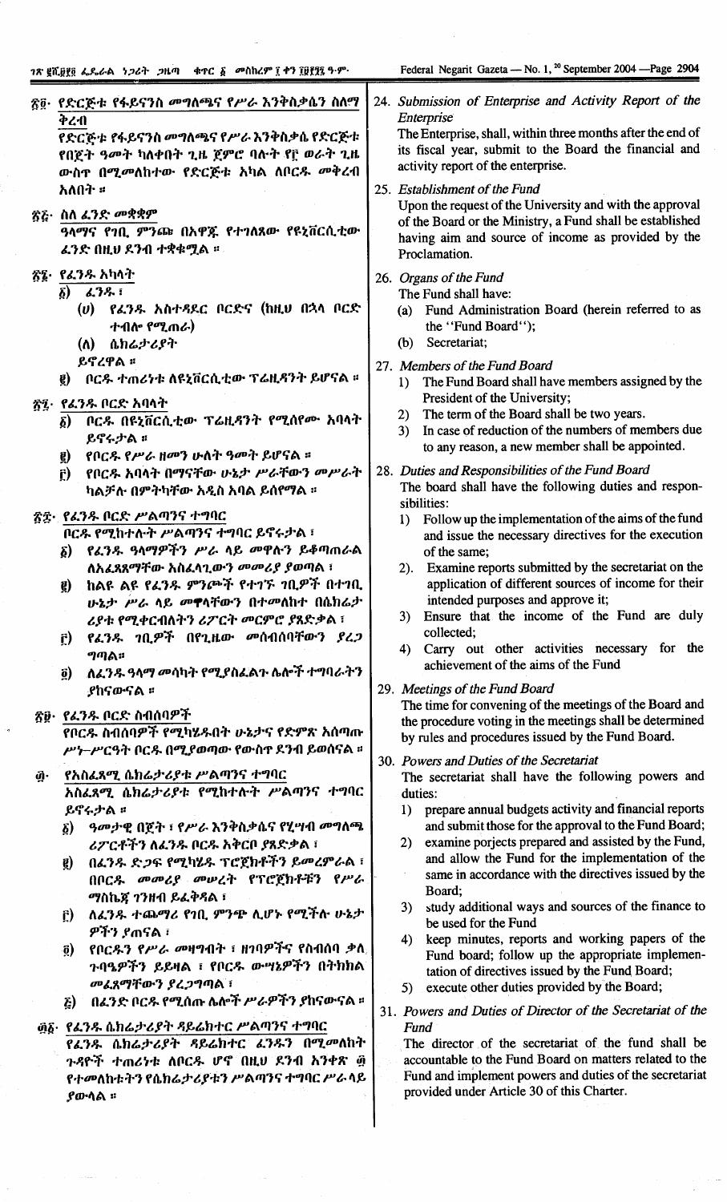፳፬· የድርጅቱ የፋይናንስ መግለጫና የሥራ እንቅስቃሴን ስለማቅረብ

የድርጅቱ የፋይናንስ መግለጫና የሥራ እንቅስቃሴ የድርጅቱ የበጀት ዓመት ካለቀበት ጊዜ ጀምሮ ባሉት የ፫ ወራት ጊዜ ውስጥ በሚመለከተው የድርጅቱ አካል ለቦርዱ መቅረብ አለበት ።

፳፭· ስለ ፈንድ መቋቋም

ዓላማና የገቢ ምንጩ በአዋጁ የተገለጸው የዩኒቨርሲቲው ፈንድ በዚህ ደንብ ተቋቁሟል ።

፳፮· የፈንዱ አካላት

፩) ፈንዱ ፤

(ሀ) የፈንዱ አስተዳደር ቦርድና (ከዚህ በኋላ ቦርድ ተብሎ የሚጠራ)

(ለ) ሴክሬታሪያት

ይኖረዋል ።

፪) ቦርዱ ተጠሪነቱ ለዩኒቨርሲቲው ፕሬዚዳንት ይሆናል ።

፳፯· የፈንዱ ቦርድ አባላት

፩) ቦርዱ በዩኒቨርሲቲው ፕሬዚዳንት የሚሰየሙ አባላት ይኖሩታል ።

፪) የቦርዱ የሥራ ዘመን ሁለት ዓመት ይሆናል ።

፫) የቦርዱ አባላት በማናቸው ሁኔታ ሥራቸውን መሥራት ካልቻሉ በምትካቸው አዲስ አባል ይሰየማል ።

፳፰· የፈንዱ ቦርድ ሥልጣንና ተግባር

ቦርዱ የሚከተሉት ሥልጣንና ተግባር ይኖሩታል ፤

፩) የፈንዱ ዓላማዎችን ሥራ ላይ መዋሉን ይቆጣጠራል ለአፈጻጸማቸው አስፈላጊውን መመሪያ ያወጣል ፤

፪) ከልዩ ልዩ የፈንዱ ምንጮች የተገኙ ገቢዎች በተገቢ ሁኔታ ሥራ ላይ መዋላቸውን በተመለከተ በሴክሬታሪያቱ የሚቀርብለትን ሪፖርት መርምሮ ያጸድቃል ፤

፫) የፈንዱ ገቢዎች በየጊዜው መሰብሰባቸውን ያረጋግጣል።

፬) ለፈንዱ ዓላማ መሳካት የሚያስፈልጉ ሌሎች ተግባራትን ያከናውናል ።

፳፱· የፈንዱ ቦርድ ስብሰባዎች

የቦርዱ ስብሰባዎች የሚካሄዱበት ሁኔታና የድምጽ አሰጣጡ ሥነ-ሥርዓት ቦርዱ በሚያወጣው የውስጥ ደንብ ይወሰናል ።

፴· የአስፈጻሚ ሴክሬታሪያቱ ሥልጣንና ተግባር

አስፈጻሚ ሴክሬታሪያቱ የሚከተሉት ሥልጣንና ተግባር ይኖሩታል ።

፩) ዓመታዊ በጀት ፣ የሥራ እንቅስቃሴና የሂሣብ መግለጫ ሪፖርቶችን ለፈንዱ ቦርድ አቅርቦ ያጸድቃል ፤

፪) በፈንዱ ድጋፍ የሚካሄዱ ፕሮጀክቶችን ይመረምራል ፤ በቦርዱ መመሪያ መሠረት የፕሮጀክቶቹን የሥራ ማስኬጃ ገንዘብ ይፈቅዳል ፤

፫) ለፈንዱ ተጨማሪ የገቢ ምንጭ ሊሆኑ የሚችሉ ሁኔታዎችን ያጠናል ፤

፬) የቦርዱን የሥራ መዛግብት ፣ ዘገባዎችና የስብሰባ ቃለ ጉባዔዎችን ይይዛል ፤ የቦርዱ ውሣኔዎችን በትክክል መፈጸማቸውን ያረጋግጣል ፤

፭) በፈንድ ቦርዱ የሚሰጡ ሌሎች ሥራዎችን ያከናውናል ።

፴፩· የፈንዱ ሴክሬታሪያት ዳይሬክተር ሥልጣንና ተግባር

የፈንዱ ሴክሬታሪያት ዳይሬክተር ፈንዱን በሚመለከት ጉዳዮች ተጠሪነቱ ለቦርዱ ሆኖ በዚህ ደንብ አንቀጽ ፴ የተመለከቱትን የሴክሬታሪያቱን ሥልጣንና ተግባር ሥራ ላይ ያውላል ።

24. *Submission of Enterprise and Activity Report of the Enterprise*

The Enterprise, shall, within three months after the end of its fiscal year, submit to the Board the financial and activity report of the enterprise.

25. *Establishment of the Fund*

Upon the request of the University and with the approval of the Board or the Ministry, a Fund shall be established having aim and source of income as provided by the Proclamation.

26. *Organs of the Fund*

The Fund shall have:

(a) Fund Administration Board (herein referred to as the "Fund Board");

(b) Secretariat;

27. *Members of the Fund Board*

1) The Fund Board shall have members assigned by the President of the University;

2) The term of the Board shall be two years.

3) In case of reduction of the numbers of members due to any reason, a new member shall be appointed.

28. *Duties and Responsibilities of the Fund Board*

The board shall have the following duties and responsibilities:

1) Follow up the implementation of the aims of the fund and issue the necessary directives for the execution of the same;

2). Examine reports submitted by the secretariat on the application of different sources of income for their intended purposes and approve it;

3) Ensure that the income of the Fund are duly collected;

4) Carry out other activities necessary for the achievement of the aims of the Fund

29. *Meetings of the Fund Board*

The time for convening of the meetings of the Board and the procedure voting in the meetings shall be determined by rules and procedures issued by the Fund Board.

30. *Powers and Duties of the Secretariat*

The secretariat shall have the following powers and duties:

1) prepare annual budgets activity and financial reports and submit those for the approval to the Fund Board;

2) examine porjects prepared and assisted by the Fund, and allow the Fund for the implementation of the same in accordance with the directives issued by the Board;

3) study additional ways and sources of the finance to be used for the Fund

4) keep minutes, reports and working papers of the Fund board; follow up the appropriate implementation of directives issued by the Fund Board;

5) execute other duties provided by the Board;

31. *Powers and Duties of Director of the Secretariat of the Fund*

The director of the secretariat of the fund shall be accountable to the Fund Board on matters related to the Fund and implement powers and duties of the secretariat provided under Article 30 of this Charter.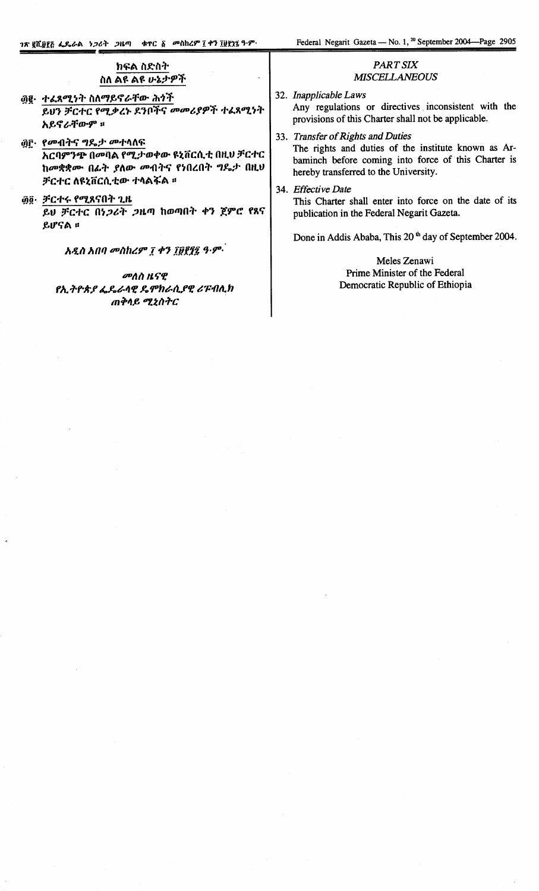## ክፍል ስድስት
## ስለ ልዩ ልዩ ሁኔታዎች

፴፪· ተፈጻሚነት ስለማይኖራቸው ሕጎች

ይህን ቻርተር የሚቃረኑ ደንቦችና መመሪያዎች ተፈጻሚነት አይኖራቸውም ።

፴፫· የመብትና ግዴታ መተላለፍ

አርባምንጭ በመባል የሚታወቀው ዩኒቨርሲቲ በዚህ ቻርተር ከመቋቋሙ በፊት ያለው መብትና የነበረበት ግዴታ በዚህ ቻርተር ለዩኒቨርሲቲው ተላልፏል ።

፴፬· ቻርተሩ የሚጸናበት ጊዜ

ይህ ቻርተር በነጋሪት ጋዜጣ ከወጣበት ቀን ጀምሮ የጸና ይሆናል ።

አዲስ አበባ መስከረም ፲ ቀን ፲፱፻፺፯ ዓ·ም·

*መለስ ዜናዊ*
*የኢትዮጵያ ፌዴራላዊ ዴሞክራሲያዊ ሪፐብሊክ ጠቅላይ ሚኒስትር*

## *PART SIX*
## *MISCELLANEOUS*

32. *Inapplicable Laws*

Any regulations or directives inconsistent with the provisions of this Charter shall not be applicable.

33. *Transfer of Rights and Duties*

The rights and duties of the institute known as Arbaminch before coming into force of this Charter is hereby transferred to the University.

34. *Effective Date*

This Charter shall enter into force on the date of its publication in the Federal Negarit Gazeta.

Done in Addis Ababa, This 20th day of September 2004.

Meles Zenawi
Prime Minister of the Federal Democratic Republic of Ethiopia